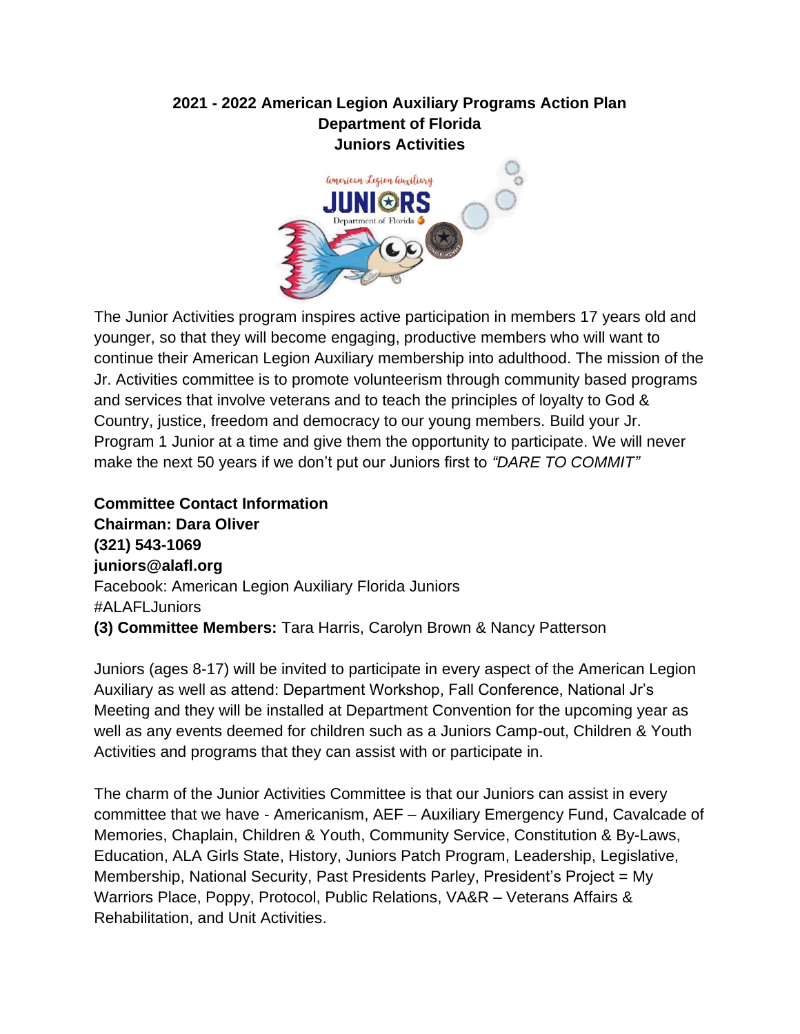# 2021 - 2022 American Legion Auxiliary Programs Action Plan
## Department of Florida
## Juniors Activities

The Junior Activities program inspires active participation in members 17 years old and younger, so that they will become engaging, productive members who will want to continue their American Legion Auxiliary membership into adulthood. The mission of the Jr. Activities committee is to promote volunteerism through community based programs and services that involve veterans and to teach the principles of loyalty to God & Country, justice, freedom and democracy to our young members. Build your Jr. Program 1 Junior at a time and give them the opportunity to participate. We will never make the next 50 years if we don't put our Juniors first to *"DARE TO COMMIT"*

**Committee Contact Information**
**Chairman: Dara Oliver**
**(321) 543-1069**
**juniors@alafl.org**
Facebook: American Legion Auxiliary Florida Juniors
#ALAFLJuniors
**(3) Committee Members:** Tara Harris, Carolyn Brown & Nancy Patterson

Juniors (ages 8-17) will be invited to participate in every aspect of the American Legion Auxiliary as well as attend: Department Workshop, Fall Conference, National Jr's Meeting and they will be installed at Department Convention for the upcoming year as well as any events deemed for children such as a Juniors Camp-out, Children & Youth Activities and programs that they can assist with or participate in.

The charm of the Junior Activities Committee is that our Juniors can assist in every committee that we have - Americanism, AEF – Auxiliary Emergency Fund, Cavalcade of Memories, Chaplain, Children & Youth, Community Service, Constitution & By-Laws, Education, ALA Girls State, History, Juniors Patch Program, Leadership, Legislative, Membership, National Security, Past Presidents Parley, President's Project = My Warriors Place, Poppy, Protocol, Public Relations, VA&R – Veterans Affairs & Rehabilitation, and Unit Activities.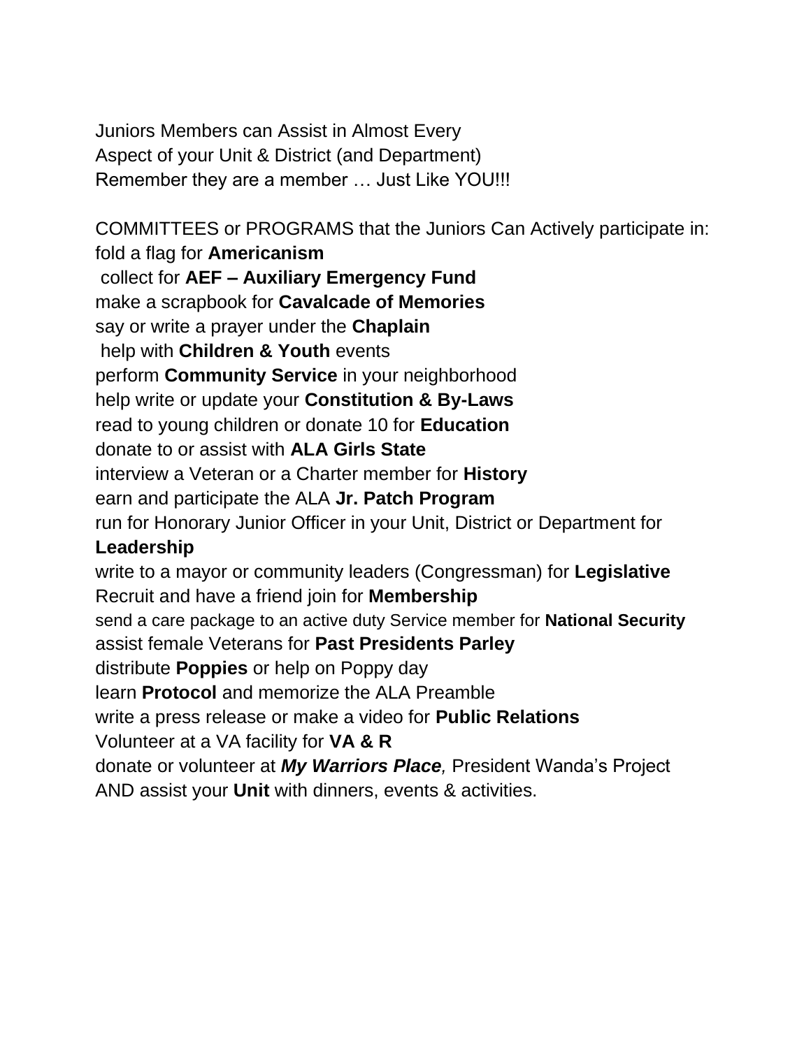Juniors Members can Assist in Almost Every
Aspect of your Unit & District (and Department)
Remember they are a member … Just Like YOU!!!

COMMITTEES or PROGRAMS that the Juniors Can Actively participate in:
fold a flag for **Americanism**
collect for **AEF – Auxiliary Emergency Fund**
make a scrapbook for **Cavalcade of Memories**
say or write a prayer under the **Chaplain**
help with **Children & Youth** events
perform **Community Service** in your neighborhood
help write or update your **Constitution & By-Laws**
read to young children or donate 10 for **Education**
donate to or assist with **ALA Girls State**
interview a Veteran or a Charter member for **History**
earn and participate the ALA **Jr. Patch Program**
run for Honorary Junior Officer in your Unit, District or Department for **Leadership**
write to a mayor or community leaders (Congressman) for **Legislative**
Recruit and have a friend join for **Membership**
send a care package to an active duty Service member for **National Security**
assist female Veterans for **Past Presidents Parley**
distribute **Poppies** or help on Poppy day
learn **Protocol** and memorize the ALA Preamble
write a press release or make a video for **Public Relations**
Volunteer at a VA facility for **VA & R**
donate or volunteer at ***My Warriors Place**,* President Wanda's Project
AND assist your **Unit** with dinners, events & activities.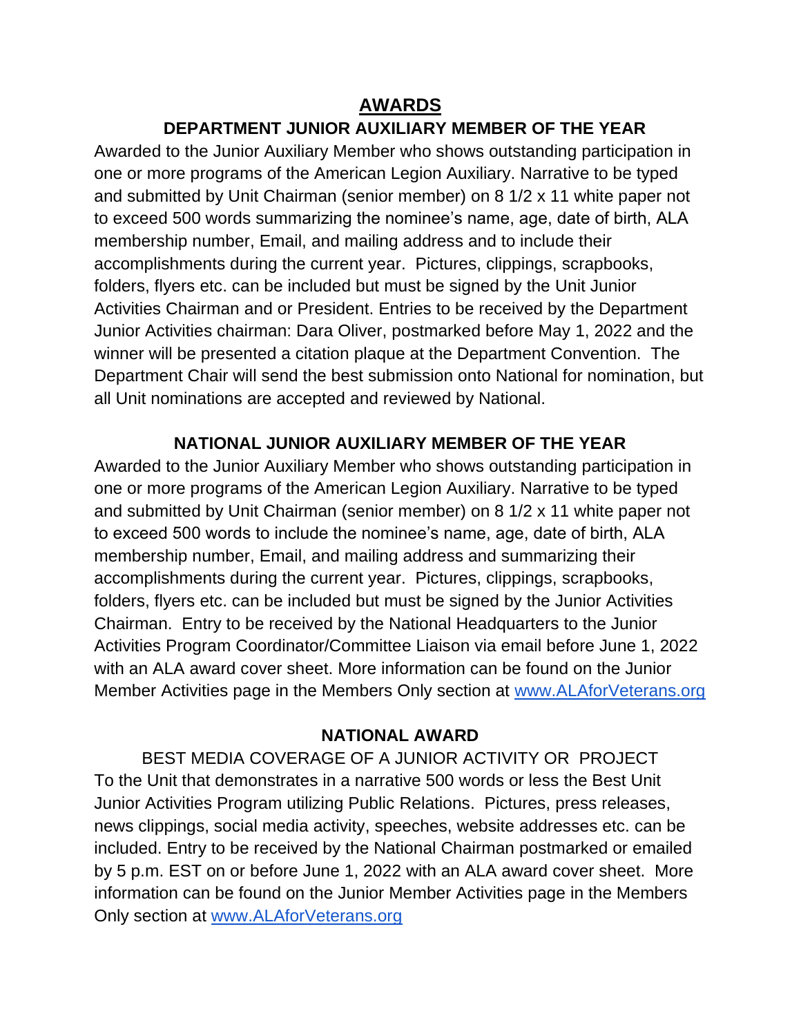# AWARDS

## DEPARTMENT JUNIOR AUXILIARY MEMBER OF THE YEAR

Awarded to the Junior Auxiliary Member who shows outstanding participation in one or more programs of the American Legion Auxiliary. Narrative to be typed and submitted by Unit Chairman (senior member) on 8 1/2 x 11 white paper not to exceed 500 words summarizing the nominee's name, age, date of birth, ALA membership number, Email, and mailing address and to include their accomplishments during the current year. Pictures, clippings, scrapbooks, folders, flyers etc. can be included but must be signed by the Unit Junior Activities Chairman and or President. Entries to be received by the Department Junior Activities chairman: Dara Oliver, postmarked before May 1, 2022 and the winner will be presented a citation plaque at the Department Convention. The Department Chair will send the best submission onto National for nomination, but all Unit nominations are accepted and reviewed by National.

## NATIONAL JUNIOR AUXILIARY MEMBER OF THE YEAR

Awarded to the Junior Auxiliary Member who shows outstanding participation in one or more programs of the American Legion Auxiliary. Narrative to be typed and submitted by Unit Chairman (senior member) on 8 1/2 x 11 white paper not to exceed 500 words to include the nominee's name, age, date of birth, ALA membership number, Email, and mailing address and summarizing their accomplishments during the current year. Pictures, clippings, scrapbooks, folders, flyers etc. can be included but must be signed by the Junior Activities Chairman. Entry to be received by the National Headquarters to the Junior Activities Program Coordinator/Committee Liaison via email before June 1, 2022 with an ALA award cover sheet. More information can be found on the Junior Member Activities page in the Members Only section at [www.ALAforVeterans.org](http://www.ALAforVeterans.org)

## NATIONAL AWARD

BEST MEDIA COVERAGE OF A JUNIOR ACTIVITY OR PROJECT

To the Unit that demonstrates in a narrative 500 words or less the Best Unit Junior Activities Program utilizing Public Relations. Pictures, press releases, news clippings, social media activity, speeches, website addresses etc. can be included. Entry to be received by the National Chairman postmarked or emailed by 5 p.m. EST on or before June 1, 2022 with an ALA award cover sheet. More information can be found on the Junior Member Activities page in the Members Only section at [www.ALAforVeterans.org](http://www.ALAforVeterans.org)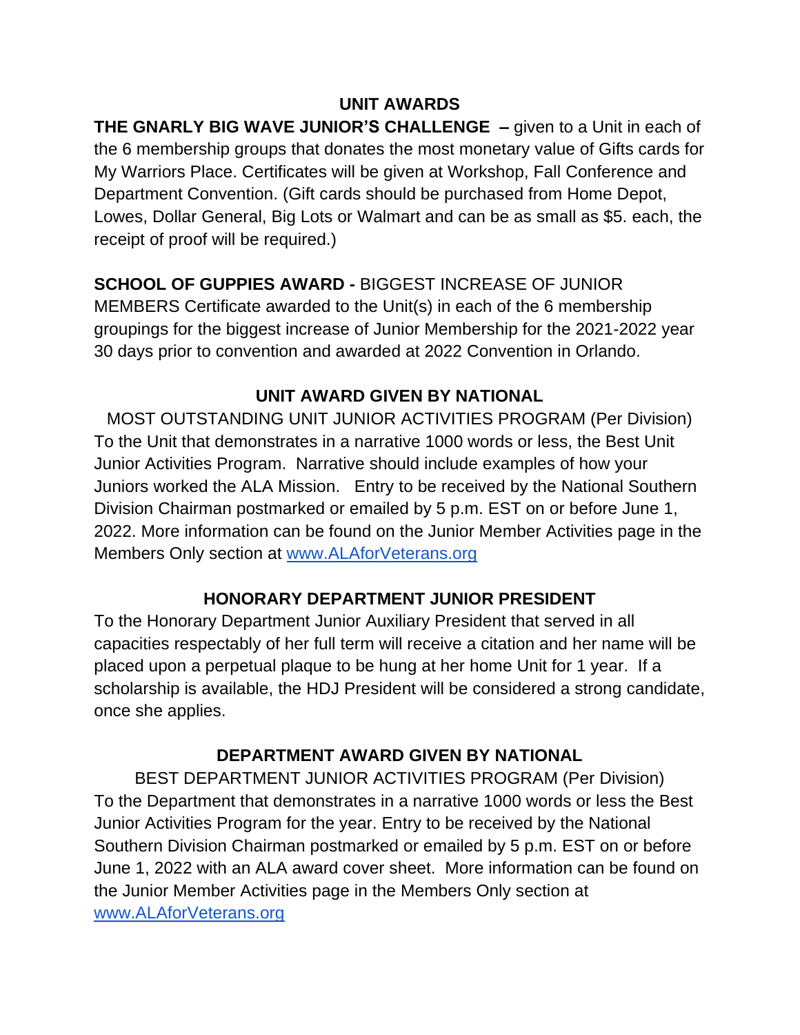## UNIT AWARDS

**THE GNARLY BIG WAVE JUNIOR'S CHALLENGE –** given to a Unit in each of the 6 membership groups that donates the most monetary value of Gifts cards for My Warriors Place. Certificates will be given at Workshop, Fall Conference and Department Convention. (Gift cards should be purchased from Home Depot, Lowes, Dollar General, Big Lots or Walmart and can be as small as $5. each, the receipt of proof will be required.)

**SCHOOL OF GUPPIES AWARD -** BIGGEST INCREASE OF JUNIOR MEMBERS Certificate awarded to the Unit(s) in each of the 6 membership groupings for the biggest increase of Junior Membership for the 2021-2022 year 30 days prior to convention and awarded at 2022 Convention in Orlando.

## UNIT AWARD GIVEN BY NATIONAL

MOST OUTSTANDING UNIT JUNIOR ACTIVITIES PROGRAM (Per Division) To the Unit that demonstrates in a narrative 1000 words or less, the Best Unit Junior Activities Program. Narrative should include examples of how your Juniors worked the ALA Mission. Entry to be received by the National Southern Division Chairman postmarked or emailed by 5 p.m. EST on or before June 1, 2022. More information can be found on the Junior Member Activities page in the Members Only section at [www.ALAforVeterans.org](http://www.ALAforVeterans.org)

## HONORARY DEPARTMENT JUNIOR PRESIDENT

To the Honorary Department Junior Auxiliary President that served in all capacities respectably of her full term will receive a citation and her name will be placed upon a perpetual plaque to be hung at her home Unit for 1 year. If a scholarship is available, the HDJ President will be considered a strong candidate, once she applies.

## DEPARTMENT AWARD GIVEN BY NATIONAL

BEST DEPARTMENT JUNIOR ACTIVITIES PROGRAM (Per Division) To the Department that demonstrates in a narrative 1000 words or less the Best Junior Activities Program for the year. Entry to be received by the National Southern Division Chairman postmarked or emailed by 5 p.m. EST on or before June 1, 2022 with an ALA award cover sheet. More information can be found on the Junior Member Activities page in the Members Only section at [www.ALAforVeterans.org](http://www.ALAforVeterans.org)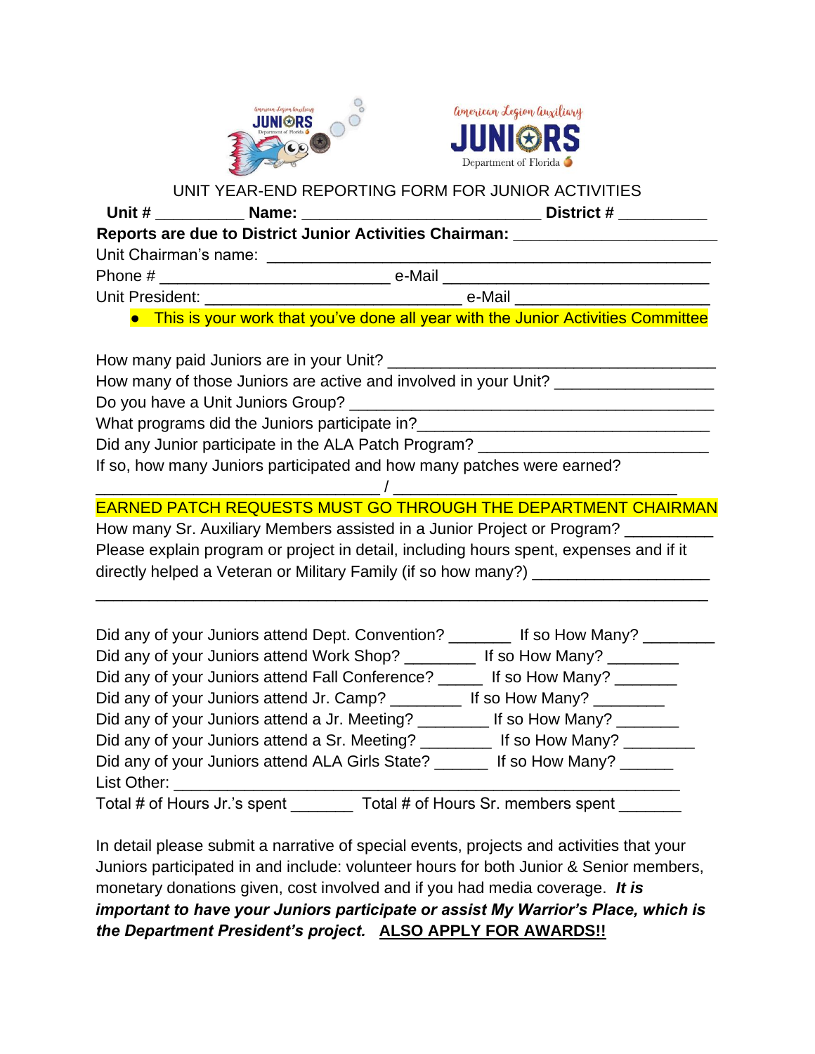American Legion Auxiliary JUNIORS Department of Florida

UNIT YEAR-END REPORTING FORM FOR JUNIOR ACTIVITIES

**Unit #** __________ **Name:** ___________________________ **District #** __________

**Reports are due to District Junior Activities Chairman:** ______________________

Unit Chairman's name: ___________________________________________________

Phone # __________________________ e-Mail ______________________________

Unit President: _____________________________ e-Mail ______________________

- This is your work that you've done all year with the Junior Activities Committee

How many paid Juniors are in your Unit? _____________________________________

How many of those Juniors are active and involved in your Unit? _________________

Do you have a Unit Juniors Group? _________________________________________

What programs did the Juniors participate in?_________________________________

Did any Junior participate in the ALA Patch Program? _________________________

If so, how many Juniors participated and how many patches were earned?

________________________________ / ________________________________

EARNED PATCH REQUESTS MUST GO THROUGH THE DEPARTMENT CHAIRMAN

How many Sr. Auxiliary Members assisted in a Junior Project or Program? _________

Please explain program or project in detail, including hours spent, expenses and if it directly helped a Veteran or Military Family (if so how many?) ___________________

______________________________________________________________________

Did any of your Juniors attend Dept. Convention? _______ If so How Many? ________

Did any of your Juniors attend Work Shop? ________ If so How Many? ________

Did any of your Juniors attend Fall Conference? _____ If so How Many? _______

Did any of your Juniors attend Jr. Camp? ________ If so How Many? ________

Did any of your Juniors attend a Jr. Meeting? ________ If so How Many? _______

Did any of your Juniors attend a Sr. Meeting? ________ If so How Many? ________

Did any of your Juniors attend ALA Girls State? ______ If so How Many? ______

List Other: _________________________________________________________

Total # of Hours Jr.'s spent _______ Total # of Hours Sr. members spent _______

In detail please submit a narrative of special events, projects and activities that your Juniors participated in and include: volunteer hours for both Junior & Senior members, monetary donations given, cost involved and if you had media coverage. ***It is important to have your Juniors participate or assist My Warrior's Place, which is the Department President's project.*** **<u>ALSO APPLY FOR AWARDS!!</u>**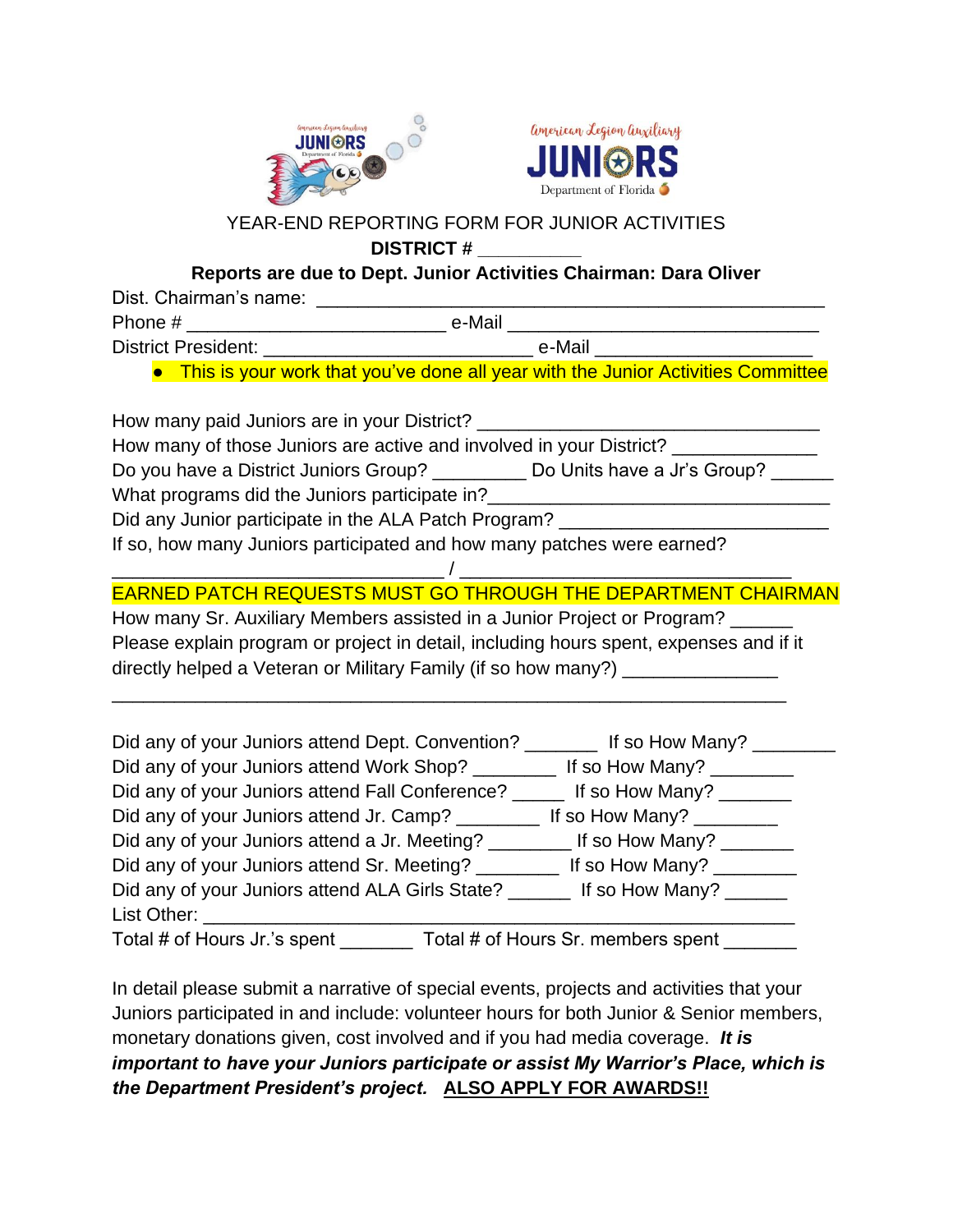YEAR-END REPORTING FORM FOR JUNIOR ACTIVITIES

**DISTRICT # __________**

**Reports are due to Dept. Junior Activities Chairman: Dara Oliver**

Dist. Chairman's name: ________________________________________________

Phone # _________________________ e-Mail _____________________________

District President: __________________________ e-Mail _____________________

- This is your work that you've done all year with the Junior Activities Committee

How many paid Juniors are in your District? _________________________________

How many of those Juniors are active and involved in your District? _____________

Do you have a District Juniors Group? _________ Do Units have a Jr's Group? ______

What programs did the Juniors participate in?_________________________________

Did any Junior participate in the ALA Patch Program? _________________________

If so, how many Juniors participated and how many patches were earned?

________________________________ / ________________________________

EARNED PATCH REQUESTS MUST GO THROUGH THE DEPARTMENT CHAIRMAN

How many Sr. Auxiliary Members assisted in a Junior Project or Program? ______

Please explain program or project in detail, including hours spent, expenses and if it directly helped a Veteran or Military Family (if so how many?) ______________

_________________________________________________________________

Did any of your Juniors attend Dept. Convention? _______ If so How Many? ________

Did any of your Juniors attend Work Shop? ________ If so How Many? ________

Did any of your Juniors attend Fall Conference? _____ If so How Many? _______

Did any of your Juniors attend Jr. Camp? ________ If so How Many? ________

Did any of your Juniors attend a Jr. Meeting? ________ If so How Many? _______

Did any of your Juniors attend Sr. Meeting? ________ If so How Many? ________

Did any of your Juniors attend ALA Girls State? ______ If so How Many? ______

List Other: _________________________________________________________

Total # of Hours Jr.'s spent _______ Total # of Hours Sr. members spent _______

In detail please submit a narrative of special events, projects and activities that your Juniors participated in and include: volunteer hours for both Junior & Senior members, monetary donations given, cost involved and if you had media coverage. ***It is important to have your Juniors participate or assist My Warrior's Place, which is the Department President's project.*** **ALSO APPLY FOR AWARDS!!**